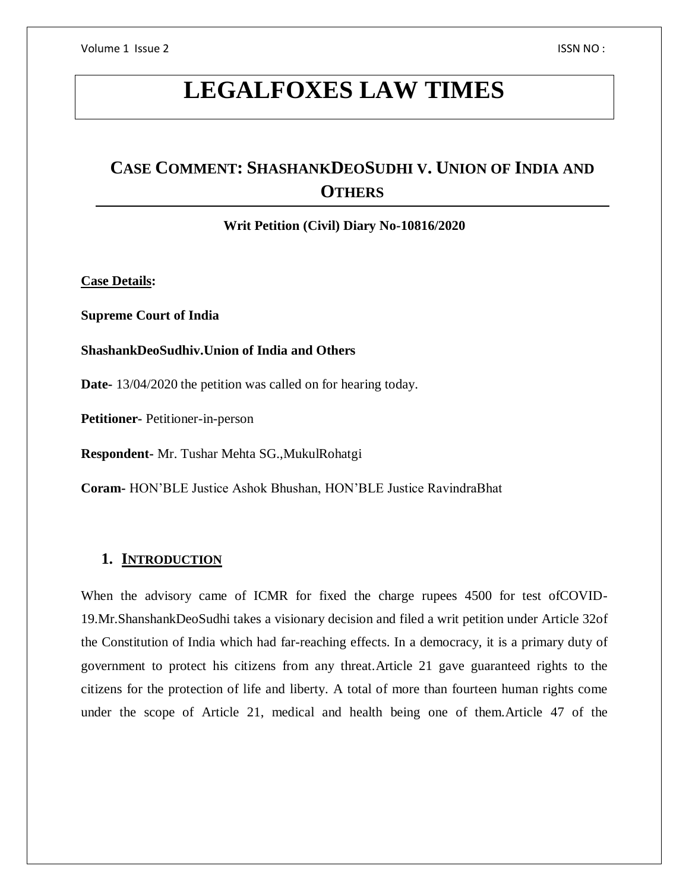# LEGALFOXES LAW TIMES

## CASE COMMENT: SHASHANKDEOSUDHI V. UNION OF INDIA AND OTHERS

**Writ Petition (Civil) Diary No-10816/2020**

**Case Details:**

**Supreme Court of India**

**ShashankDeoSudhiv.Union of India and Others**

**Date-** 13/04/2020 the petition was called on for hearing today.

**Petitioner-** Petitioner-in-person

**Respondent-** Mr. Tushar Mehta SG.,MukulRohatgi

**Coram-** HON'BLE Justice Ashok Bhushan, HON'BLE Justice RavindraBhat

### 1. INTRODUCTION

When the advisory came of ICMR for fixed the charge rupees 4500 for test ofCOVID-19.Mr.ShanshankDeoSudhi takes a visionary decision and filed a writ petition under Article 32of the Constitution of India which had far-reaching effects. In a democracy, it is a primary duty of government to protect his citizens from any threat.Article 21 gave guaranteed rights to the citizens for the protection of life and liberty. A total of more than fourteen human rights come under the scope of Article 21, medical and health being one of them.Article 47 of the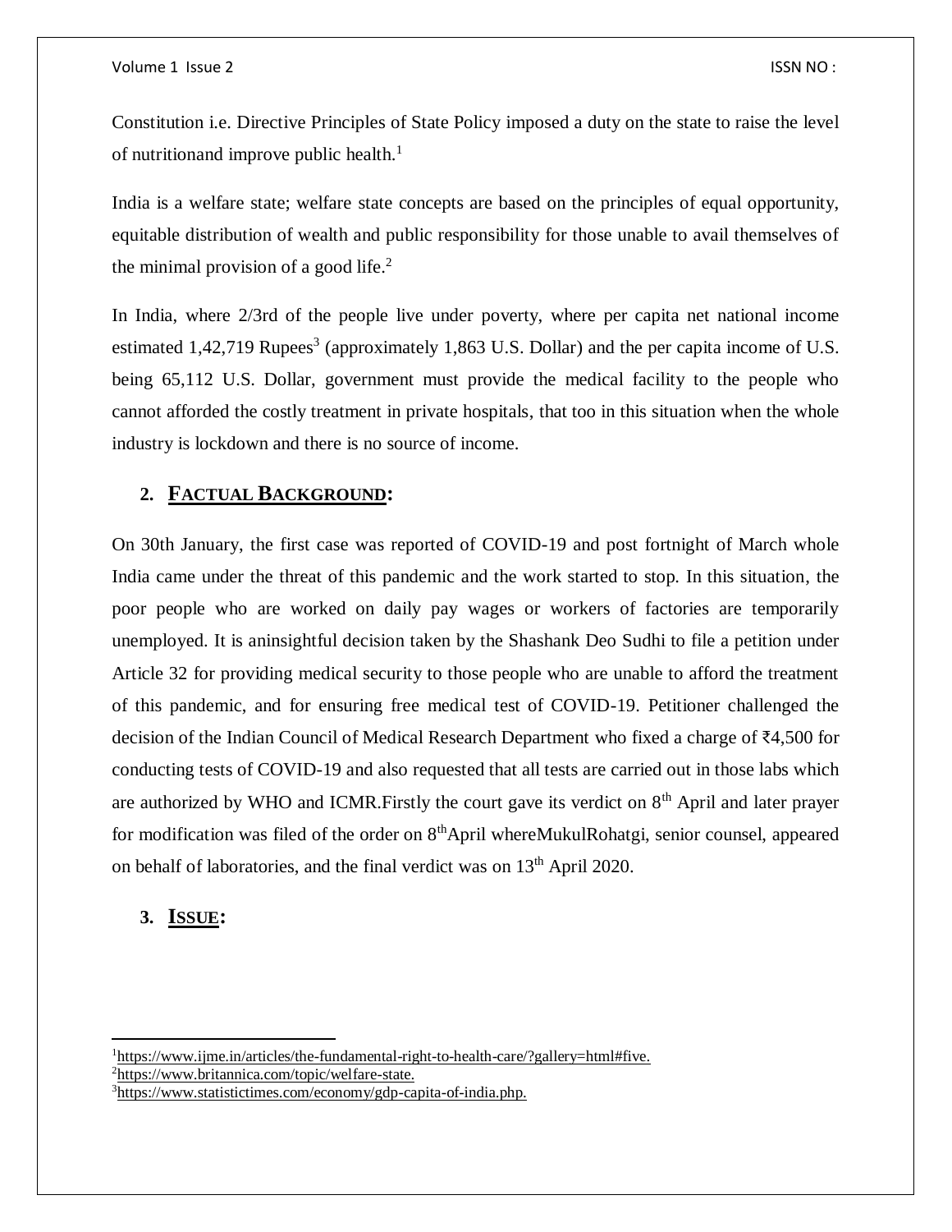Constitution i.e. Directive Principles of State Policy imposed a duty on the state to raise the level of nutritionand improve public health.[1]

India is a welfare state; welfare state concepts are based on the principles of equal opportunity, equitable distribution of wealth and public responsibility for those unable to avail themselves of the minimal provision of a good life.[2]

In India, where 2/3rd of the people live under poverty, where per capita net national income estimated 1,42,719 Rupees[3] (approximately 1,863 U.S. Dollar) and the per capita income of U.S. being 65,112 U.S. Dollar, government must provide the medical facility to the people who cannot afforded the costly treatment in private hospitals, that too in this situation when the whole industry is lockdown and there is no source of income.

## 2. FACTUAL BACKGROUND:

On 30th January, the first case was reported of COVID-19 and post fortnight of March whole India came under the threat of this pandemic and the work started to stop. In this situation, the poor people who are worked on daily pay wages or workers of factories are temporarily unemployed. It is aninsightful decision taken by the Shashank Deo Sudhi to file a petition under Article 32 for providing medical security to those people who are unable to afford the treatment of this pandemic, and for ensuring free medical test of COVID-19. Petitioner challenged the decision of the Indian Council of Medical Research Department who fixed a charge of ₹4,500 for conducting tests of COVID-19 and also requested that all tests are carried out in those labs which are authorized by WHO and ICMR.Firstly the court gave its verdict on 8th April and later prayer for modification was filed of the order on 8thApril whereMukulRohatgi, senior counsel, appeared on behalf of laboratories, and the final verdict was on 13th April 2020.

## 3. ISSUE:

---

[1] https://www.ijme.in/articles/the-fundamental-right-to-health-care/?gallery=html#five.

[2] https://www.britannica.com/topic/welfare-state.

[3] https://www.statistictimes.com/economy/gdp-capita-of-india.php.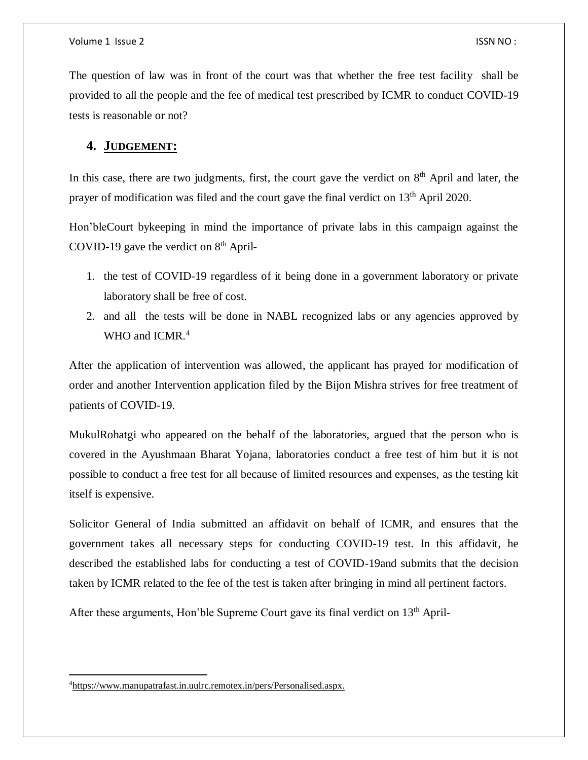The question of law was in front of the court was that whether the free test facility shall be provided to all the people and the fee of medical test prescribed by ICMR to conduct COVID-19 tests is reasonable or not?

## 4. JUDGEMENT:

In this case, there are two judgments, first, the court gave the verdict on 8th April and later, the prayer of modification was filed and the court gave the final verdict on 13th April 2020.

Hon'bleCourt bykeeping in mind the importance of private labs in this campaign against the COVID-19 gave the verdict on 8th April-

1. the test of COVID-19 regardless of it being done in a government laboratory or private laboratory shall be free of cost.
2. and all the tests will be done in NABL recognized labs or any agencies approved by WHO and ICMR.[4]

After the application of intervention was allowed, the applicant has prayed for modification of order and another Intervention application filed by the Bijon Mishra strives for free treatment of patients of COVID-19.

MukulRohatgi who appeared on the behalf of the laboratories, argued that the person who is covered in the Ayushmaan Bharat Yojana, laboratories conduct a free test of him but it is not possible to conduct a free test for all because of limited resources and expenses, as the testing kit itself is expensive.

Solicitor General of India submitted an affidavit on behalf of ICMR, and ensures that the government takes all necessary steps for conducting COVID-19 test. In this affidavit, he described the established labs for conducting a test of COVID-19and submits that the decision taken by ICMR related to the fee of the test is taken after bringing in mind all pertinent factors.

After these arguments, Hon'ble Supreme Court gave its final verdict on 13th April-

---

[4] https://www.manupatrafast.in.uulrc.remotex.in/pers/Personalised.aspx.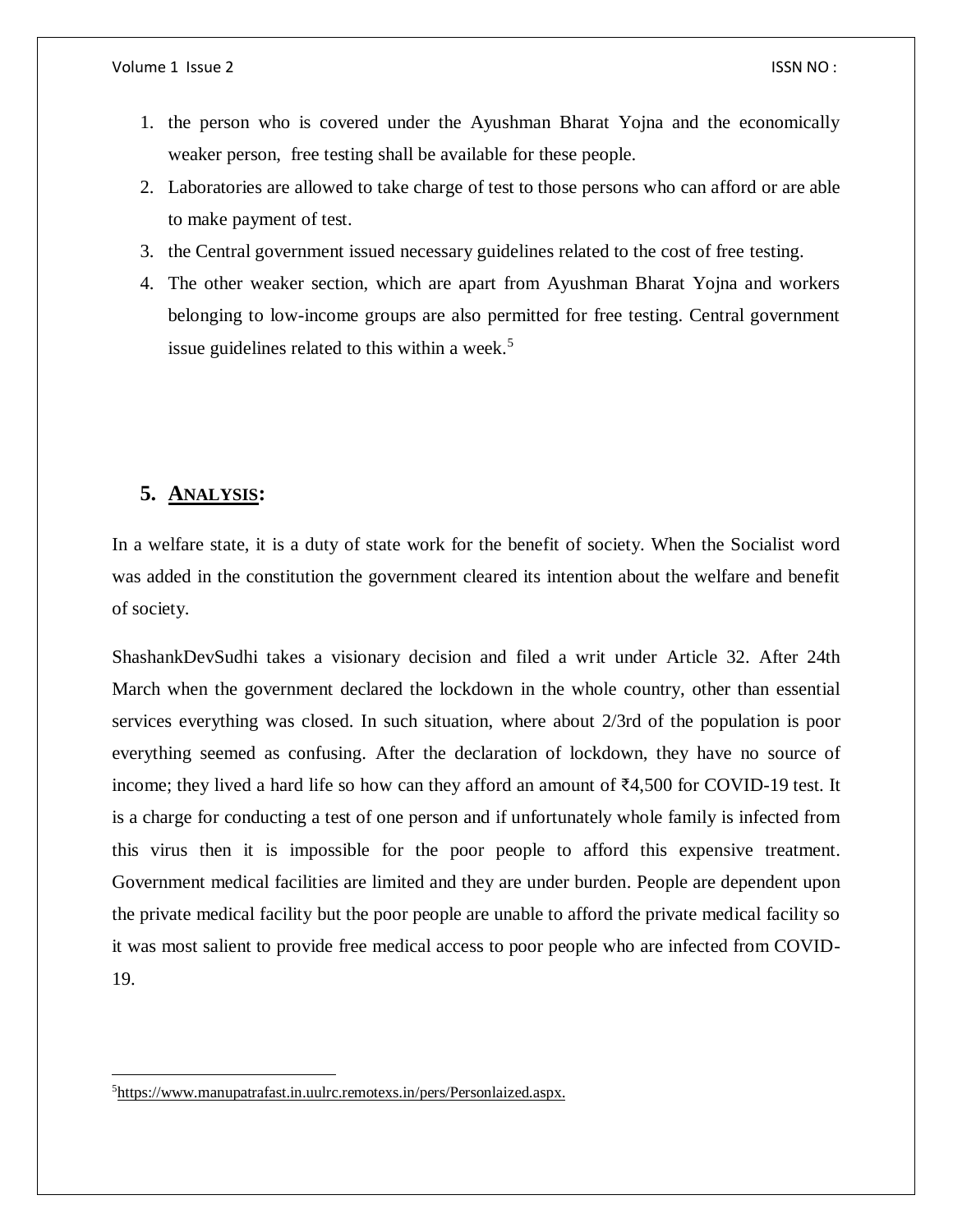1. the person who is covered under the Ayushman Bharat Yojna and the economically weaker person, free testing shall be available for these people.
2. Laboratories are allowed to take charge of test to those persons who can afford or are able to make payment of test.
3. the Central government issued necessary guidelines related to the cost of free testing.
4. The other weaker section, which are apart from Ayushman Bharat Yojna and workers belonging to low-income groups are also permitted for free testing. Central government issue guidelines related to this within a week.[5]

## 5. ANALYSIS:

In a welfare state, it is a duty of state work for the benefit of society. When the Socialist word was added in the constitution the government cleared its intention about the welfare and benefit of society.

ShashankDevSudhi takes a visionary decision and filed a writ under Article 32. After 24th March when the government declared the lockdown in the whole country, other than essential services everything was closed. In such situation, where about 2/3rd of the population is poor everything seemed as confusing. After the declaration of lockdown, they have no source of income; they lived a hard life so how can they afford an amount of ₹4,500 for COVID-19 test. It is a charge for conducting a test of one person and if unfortunately whole family is infected from this virus then it is impossible for the poor people to afford this expensive treatment. Government medical facilities are limited and they are under burden. People are dependent upon the private medical facility but the poor people are unable to afford the private medical facility so it was most salient to provide free medical access to poor people who are infected from COVID-19.

---

[5] https://www.manupatrafast.in.uulrc.remotexs.in/pers/Personlaized.aspx.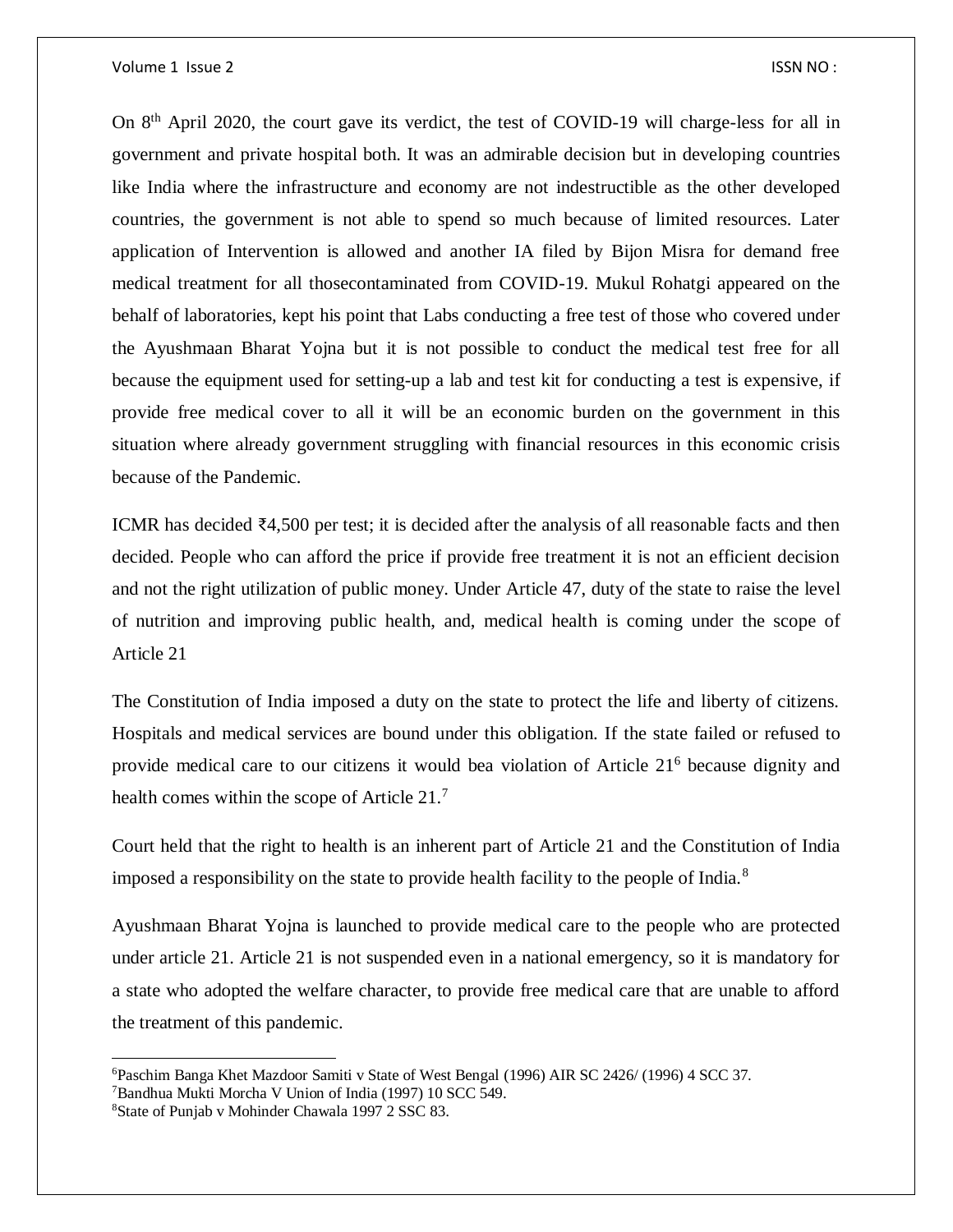On 8th April 2020, the court gave its verdict, the test of COVID-19 will charge-less for all in government and private hospital both. It was an admirable decision but in developing countries like India where the infrastructure and economy are not indestructible as the other developed countries, the government is not able to spend so much because of limited resources. Later application of Intervention is allowed and another IA filed by Bijon Misra for demand free medical treatment for all thosecontaminated from COVID-19. Mukul Rohatgi appeared on the behalf of laboratories, kept his point that Labs conducting a free test of those who covered under the Ayushmaan Bharat Yojna but it is not possible to conduct the medical test free for all because the equipment used for setting-up a lab and test kit for conducting a test is expensive, if provide free medical cover to all it will be an economic burden on the government in this situation where already government struggling with financial resources in this economic crisis because of the Pandemic.

ICMR has decided ₹4,500 per test; it is decided after the analysis of all reasonable facts and then decided. People who can afford the price if provide free treatment it is not an efficient decision and not the right utilization of public money. Under Article 47, duty of the state to raise the level of nutrition and improving public health, and, medical health is coming under the scope of Article 21

The Constitution of India imposed a duty on the state to protect the life and liberty of citizens. Hospitals and medical services are bound under this obligation. If the state failed or refused to provide medical care to our citizens it would bea violation of Article 21[6] because dignity and health comes within the scope of Article 21.[7]

Court held that the right to health is an inherent part of Article 21 and the Constitution of India imposed a responsibility on the state to provide health facility to the people of India.[8]

Ayushmaan Bharat Yojna is launched to provide medical care to the people who are protected under article 21. Article 21 is not suspended even in a national emergency, so it is mandatory for a state who adopted the welfare character, to provide free medical care that are unable to afford the treatment of this pandemic.

---

[6] Paschim Banga Khet Mazdoor Samiti v State of West Bengal (1996) AIR SC 2426/ (1996) 4 SCC 37.

[7] Bandhua Mukti Morcha V Union of India (1997) 10 SCC 549.

[8] State of Punjab v Mohinder Chawala 1997 2 SSC 83.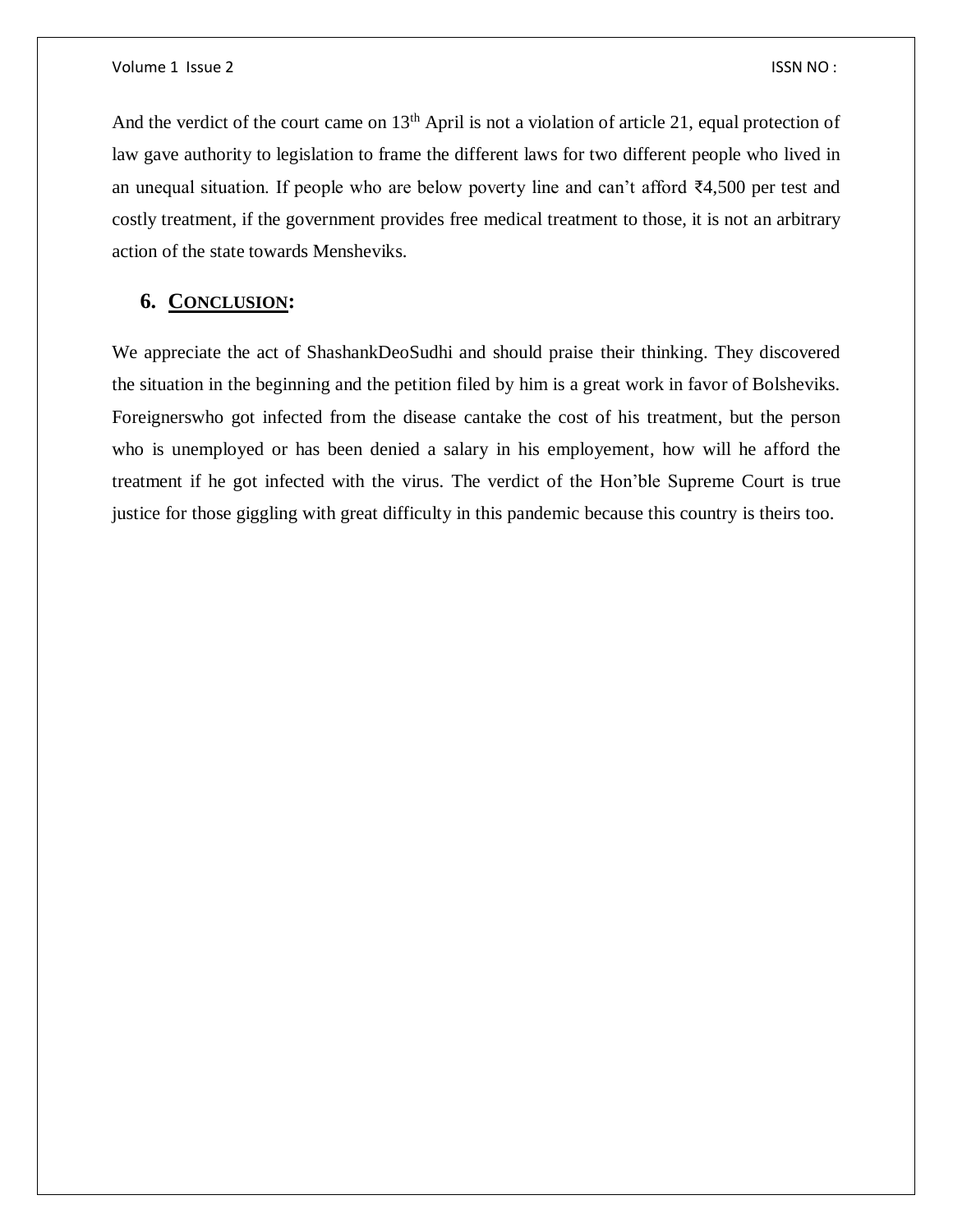And the verdict of the court came on 13th April is not a violation of article 21, equal protection of law gave authority to legislation to frame the different laws for two different people who lived in an unequal situation. If people who are below poverty line and can't afford ₹4,500 per test and costly treatment, if the government provides free medical treatment to those, it is not an arbitrary action of the state towards Mensheviks.

## 6. CONCLUSION:

We appreciate the act of ShashankDeoSudhi and should praise their thinking. They discovered the situation in the beginning and the petition filed by him is a great work in favor of Bolsheviks. Foreignerswho got infected from the disease cantake the cost of his treatment, but the person who is unemployed or has been denied a salary in his employement, how will he afford the treatment if he got infected with the virus. The verdict of the Hon'ble Supreme Court is true justice for those giggling with great difficulty in this pandemic because this country is theirs too.